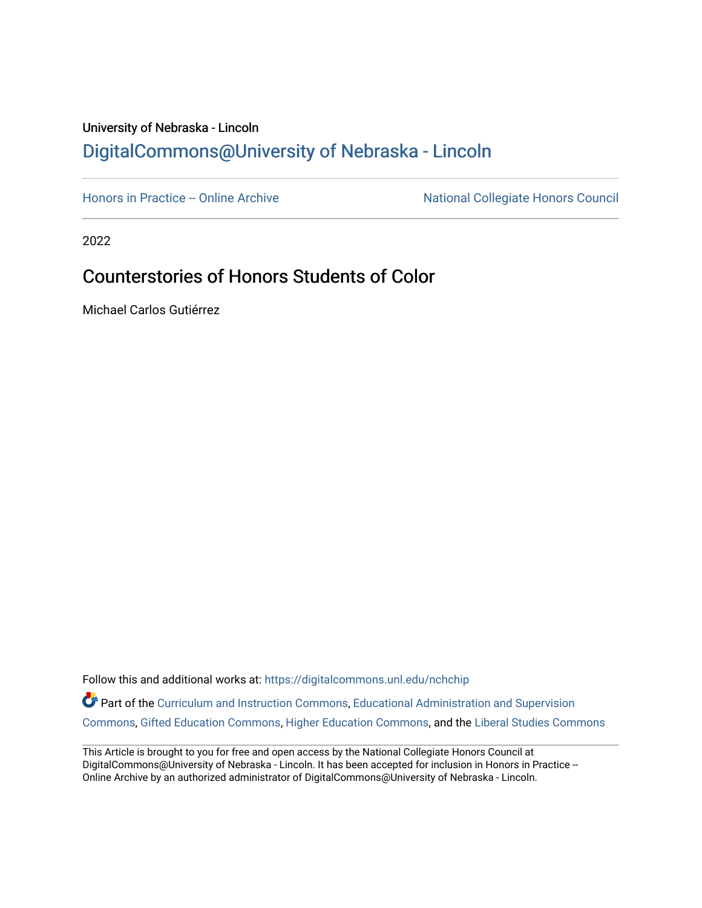University of Nebraska - Lincoln

DigitalCommons@University of Nebraska - Lincoln

Honors in Practice -- Online Archive

National Collegiate Honors Council

2022

# Counterstories of Honors Students of Color

Michael Carlos Gutiérrez

Follow this and additional works at: https://digitalcommons.unl.edu/nchchip

Part of the Curriculum and Instruction Commons, Educational Administration and Supervision Commons, Gifted Education Commons, Higher Education Commons, and the Liberal Studies Commons

This Article is brought to you for free and open access by the National Collegiate Honors Council at DigitalCommons@University of Nebraska - Lincoln. It has been accepted for inclusion in Honors in Practice -- Online Archive by an authorized administrator of DigitalCommons@University of Nebraska - Lincoln.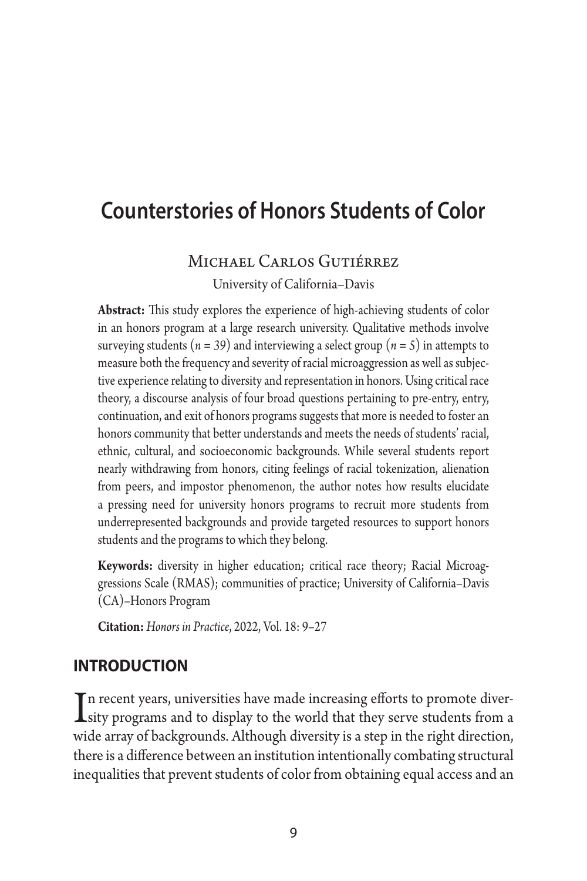# Counterstories of Honors Students of Color

Michael Carlos Gutiérrez

University of California–Davis

**Abstract:** This study explores the experience of high-achieving students of color in an honors program at a large research university. Qualitative methods involve surveying students (*n = 39*) and interviewing a select group (*n = 5*) in attempts to measure both the frequency and severity of racial microaggression as well as subjective experience relating to diversity and representation in honors. Using critical race theory, a discourse analysis of four broad questions pertaining to pre-entry, entry, continuation, and exit of honors programs suggests that more is needed to foster an honors community that better understands and meets the needs of students' racial, ethnic, cultural, and socioeconomic backgrounds. While several students report nearly withdrawing from honors, citing feelings of racial tokenization, alienation from peers, and impostor phenomenon, the author notes how results elucidate a pressing need for university honors programs to recruit more students from underrepresented backgrounds and provide targeted resources to support honors students and the programs to which they belong.

**Keywords:** diversity in higher education; critical race theory; Racial Microaggressions Scale (RMAS); communities of practice; University of California–Davis (CA)–Honors Program

**Citation:** *Honors in Practice*, 2022, Vol. 18: 9–27

## INTRODUCTION

In recent years, universities have made increasing efforts to promote diversity programs and to display to the world that they serve students from a wide array of backgrounds. Although diversity is a step in the right direction, there is a difference between an institution intentionally combating structural inequalities that prevent students of color from obtaining equal access and an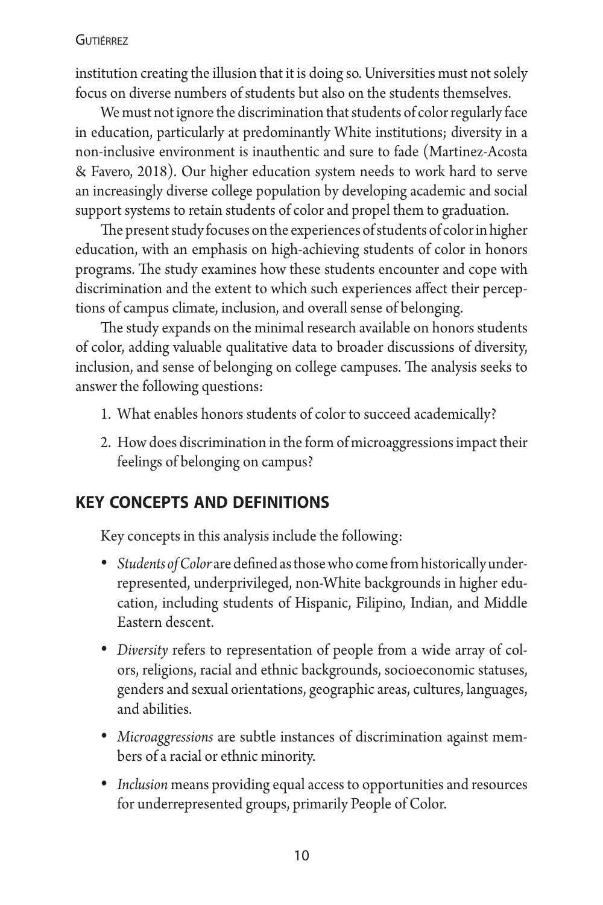institution creating the illusion that it is doing so. Universities must not solely focus on diverse numbers of students but also on the students themselves.

We must not ignore the discrimination that students of color regularly face in education, particularly at predominantly White institutions; diversity in a non-inclusive environment is inauthentic and sure to fade (Martinez-Acosta & Favero, 2018). Our higher education system needs to work hard to serve an increasingly diverse college population by developing academic and social support systems to retain students of color and propel them to graduation.

The present study focuses on the experiences of students of color in higher education, with an emphasis on high-achieving students of color in honors programs. The study examines how these students encounter and cope with discrimination and the extent to which such experiences affect their perceptions of campus climate, inclusion, and overall sense of belonging.

The study expands on the minimal research available on honors students of color, adding valuable qualitative data to broader discussions of diversity, inclusion, and sense of belonging on college campuses. The analysis seeks to answer the following questions:

1. What enables honors students of color to succeed academically?
2. How does discrimination in the form of microaggressions impact their feelings of belonging on campus?

## KEY CONCEPTS AND DEFINITIONS

Key concepts in this analysis include the following:

- *Students of Color* are defined as those who come from historically underrepresented, underprivileged, non-White backgrounds in higher education, including students of Hispanic, Filipino, Indian, and Middle Eastern descent.
- *Diversity* refers to representation of people from a wide array of colors, religions, racial and ethnic backgrounds, socioeconomic statuses, genders and sexual orientations, geographic areas, cultures, languages, and abilities.
- *Microaggressions* are subtle instances of discrimination against members of a racial or ethnic minority.
- *Inclusion* means providing equal access to opportunities and resources for underrepresented groups, primarily People of Color.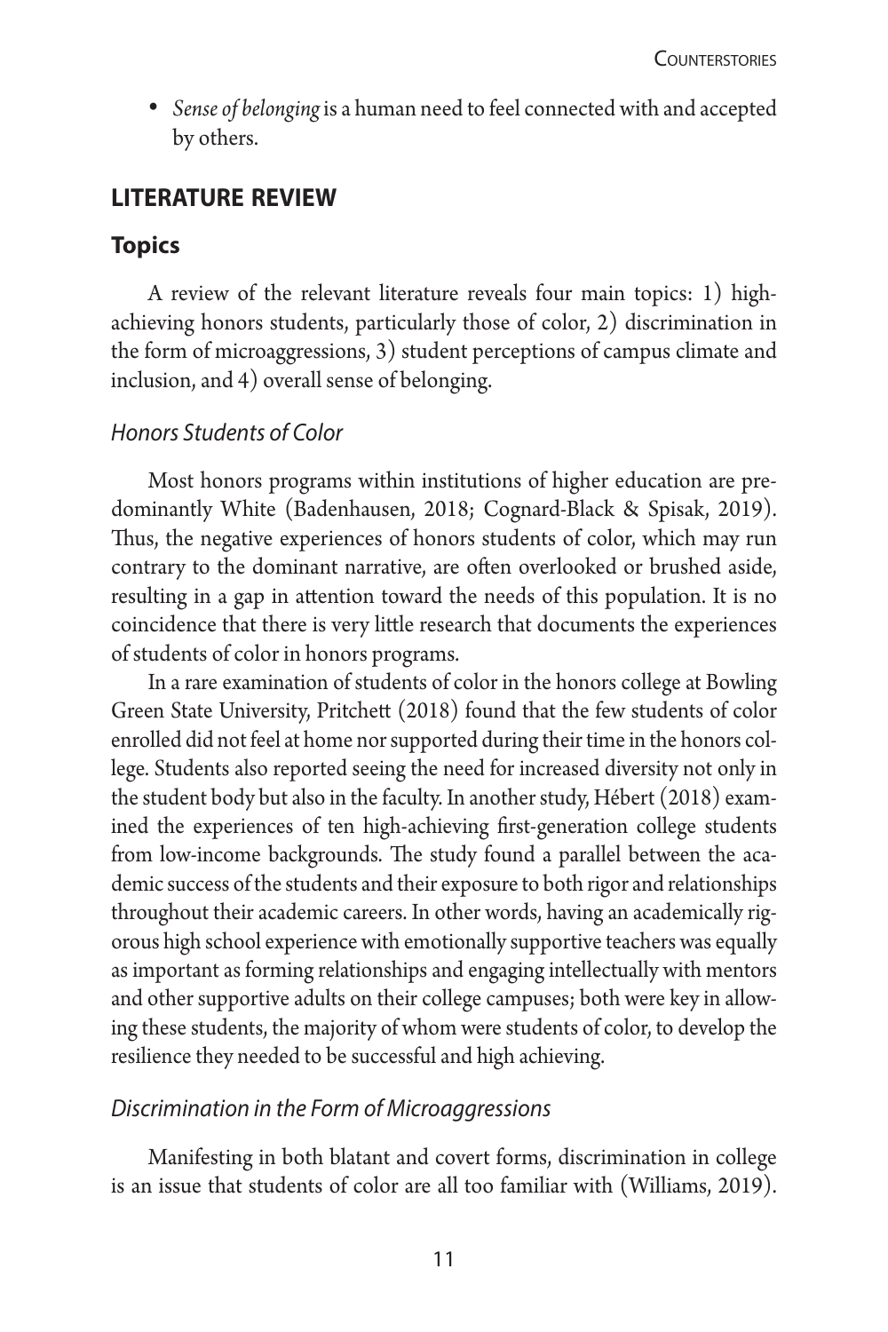- *Sense of belonging* is a human need to feel connected with and accepted by others.

## LITERATURE REVIEW

### Topics

A review of the relevant literature reveals four main topics: 1) high-achieving honors students, particularly those of color, 2) discrimination in the form of microaggressions, 3) student perceptions of campus climate and inclusion, and 4) overall sense of belonging.

#### *Honors Students of Color*

Most honors programs within institutions of higher education are predominantly White (Badenhausen, 2018; Cognard-Black & Spisak, 2019). Thus, the negative experiences of honors students of color, which may run contrary to the dominant narrative, are often overlooked or brushed aside, resulting in a gap in attention toward the needs of this population. It is no coincidence that there is very little research that documents the experiences of students of color in honors programs.

In a rare examination of students of color in the honors college at Bowling Green State University, Pritchett (2018) found that the few students of color enrolled did not feel at home nor supported during their time in the honors college. Students also reported seeing the need for increased diversity not only in the student body but also in the faculty. In another study, Hébert (2018) examined the experiences of ten high-achieving first-generation college students from low-income backgrounds. The study found a parallel between the academic success of the students and their exposure to both rigor and relationships throughout their academic careers. In other words, having an academically rigorous high school experience with emotionally supportive teachers was equally as important as forming relationships and engaging intellectually with mentors and other supportive adults on their college campuses; both were key in allowing these students, the majority of whom were students of color, to develop the resilience they needed to be successful and high achieving.

#### *Discrimination in the Form of Microaggressions*

Manifesting in both blatant and covert forms, discrimination in college is an issue that students of color are all too familiar with (Williams, 2019).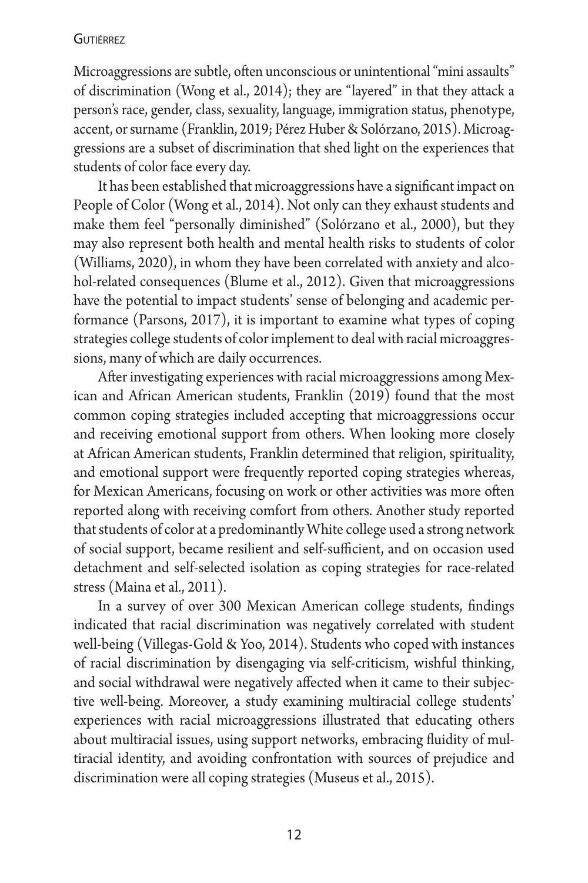Microaggressions are subtle, often unconscious or unintentional "mini assaults" of discrimination (Wong et al., 2014); they are "layered" in that they attack a person's race, gender, class, sexuality, language, immigration status, phenotype, accent, or surname (Franklin, 2019; Pérez Huber & Solórzano, 2015). Microaggressions are a subset of discrimination that shed light on the experiences that students of color face every day.

It has been established that microaggressions have a significant impact on People of Color (Wong et al., 2014). Not only can they exhaust students and make them feel "personally diminished" (Solórzano et al., 2000), but they may also represent both health and mental health risks to students of color (Williams, 2020), in whom they have been correlated with anxiety and alcohol-related consequences (Blume et al., 2012). Given that microaggressions have the potential to impact students' sense of belonging and academic performance (Parsons, 2017), it is important to examine what types of coping strategies college students of color implement to deal with racial microaggressions, many of which are daily occurrences.

After investigating experiences with racial microaggressions among Mexican and African American students, Franklin (2019) found that the most common coping strategies included accepting that microaggressions occur and receiving emotional support from others. When looking more closely at African American students, Franklin determined that religion, spirituality, and emotional support were frequently reported coping strategies whereas, for Mexican Americans, focusing on work or other activities was more often reported along with receiving comfort from others. Another study reported that students of color at a predominantly White college used a strong network of social support, became resilient and self-sufficient, and on occasion used detachment and self-selected isolation as coping strategies for race-related stress (Maina et al., 2011).

In a survey of over 300 Mexican American college students, findings indicated that racial discrimination was negatively correlated with student well-being (Villegas-Gold & Yoo, 2014). Students who coped with instances of racial discrimination by disengaging via self-criticism, wishful thinking, and social withdrawal were negatively affected when it came to their subjective well-being. Moreover, a study examining multiracial college students' experiences with racial microaggressions illustrated that educating others about multiracial issues, using support networks, embracing fluidity of multiracial identity, and avoiding confrontation with sources of prejudice and discrimination were all coping strategies (Museus et al., 2015).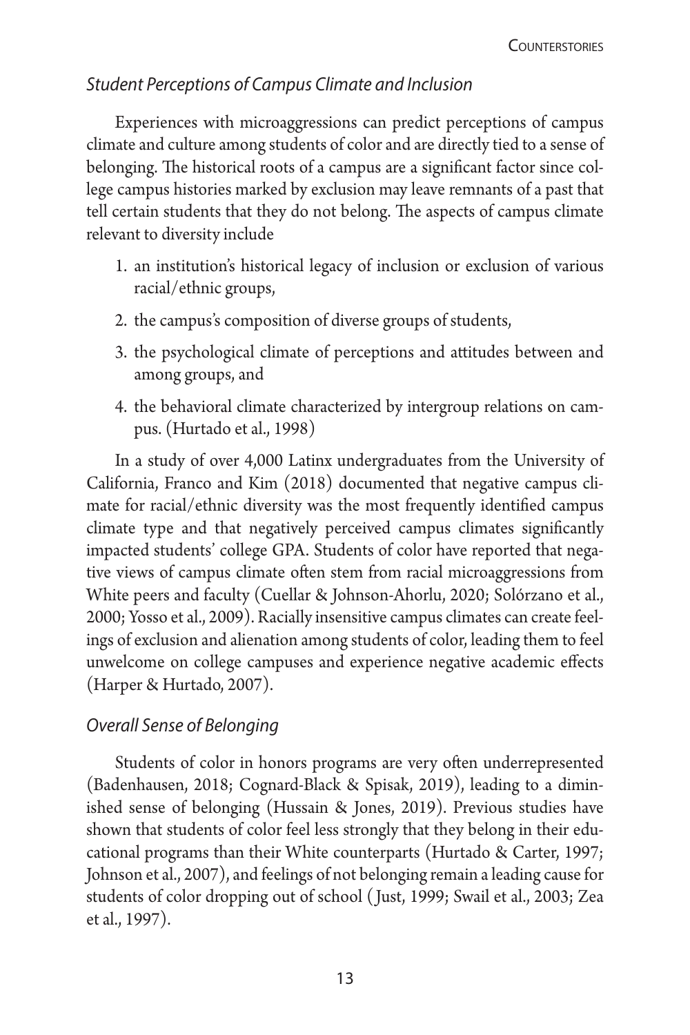### *Student Perceptions of Campus Climate and Inclusion*

Experiences with microaggressions can predict perceptions of campus climate and culture among students of color and are directly tied to a sense of belonging. The historical roots of a campus are a significant factor since college campus histories marked by exclusion may leave remnants of a past that tell certain students that they do not belong. The aspects of campus climate relevant to diversity include

1. an institution's historical legacy of inclusion or exclusion of various racial/ethnic groups,
2. the campus's composition of diverse groups of students,
3. the psychological climate of perceptions and attitudes between and among groups, and
4. the behavioral climate characterized by intergroup relations on campus. (Hurtado et al., 1998)

In a study of over 4,000 Latinx undergraduates from the University of California, Franco and Kim (2018) documented that negative campus climate for racial/ethnic diversity was the most frequently identified campus climate type and that negatively perceived campus climates significantly impacted students' college GPA. Students of color have reported that negative views of campus climate often stem from racial microaggressions from White peers and faculty (Cuellar & Johnson-Ahorlu, 2020; Solórzano et al., 2000; Yosso et al., 2009). Racially insensitive campus climates can create feelings of exclusion and alienation among students of color, leading them to feel unwelcome on college campuses and experience negative academic effects (Harper & Hurtado, 2007).

### *Overall Sense of Belonging*

Students of color in honors programs are very often underrepresented (Badenhausen, 2018; Cognard-Black & Spisak, 2019), leading to a diminished sense of belonging (Hussain & Jones, 2019). Previous studies have shown that students of color feel less strongly that they belong in their educational programs than their White counterparts (Hurtado & Carter, 1997; Johnson et al., 2007), and feelings of not belonging remain a leading cause for students of color dropping out of school (Just, 1999; Swail et al., 2003; Zea et al., 1997).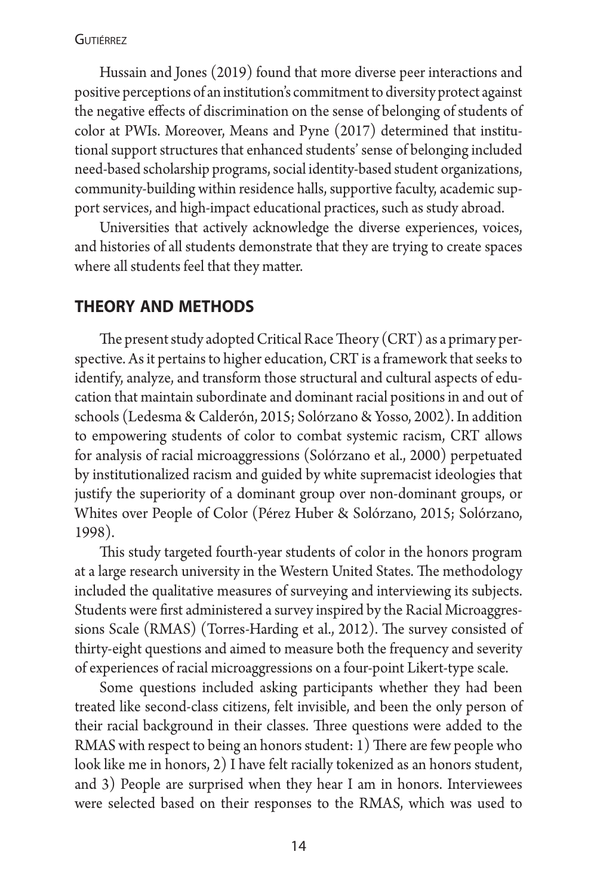Hussain and Jones (2019) found that more diverse peer interactions and positive perceptions of an institution's commitment to diversity protect against the negative effects of discrimination on the sense of belonging of students of color at PWIs. Moreover, Means and Pyne (2017) determined that institutional support structures that enhanced students' sense of belonging included need-based scholarship programs, social identity-based student organizations, community-building within residence halls, supportive faculty, academic support services, and high-impact educational practices, such as study abroad.

Universities that actively acknowledge the diverse experiences, voices, and histories of all students demonstrate that they are trying to create spaces where all students feel that they matter.

## THEORY AND METHODS

The present study adopted Critical Race Theory (CRT) as a primary perspective. As it pertains to higher education, CRT is a framework that seeks to identify, analyze, and transform those structural and cultural aspects of education that maintain subordinate and dominant racial positions in and out of schools (Ledesma & Calderón, 2015; Solórzano & Yosso, 2002). In addition to empowering students of color to combat systemic racism, CRT allows for analysis of racial microaggressions (Solórzano et al., 2000) perpetuated by institutionalized racism and guided by white supremacist ideologies that justify the superiority of a dominant group over non-dominant groups, or Whites over People of Color (Pérez Huber & Solórzano, 2015; Solórzano, 1998).

This study targeted fourth-year students of color in the honors program at a large research university in the Western United States. The methodology included the qualitative measures of surveying and interviewing its subjects. Students were first administered a survey inspired by the Racial Microaggressions Scale (RMAS) (Torres-Harding et al., 2012). The survey consisted of thirty-eight questions and aimed to measure both the frequency and severity of experiences of racial microaggressions on a four-point Likert-type scale.

Some questions included asking participants whether they had been treated like second-class citizens, felt invisible, and been the only person of their racial background in their classes. Three questions were added to the RMAS with respect to being an honors student: 1) There are few people who look like me in honors, 2) I have felt racially tokenized as an honors student, and 3) People are surprised when they hear I am in honors. Interviewees were selected based on their responses to the RMAS, which was used to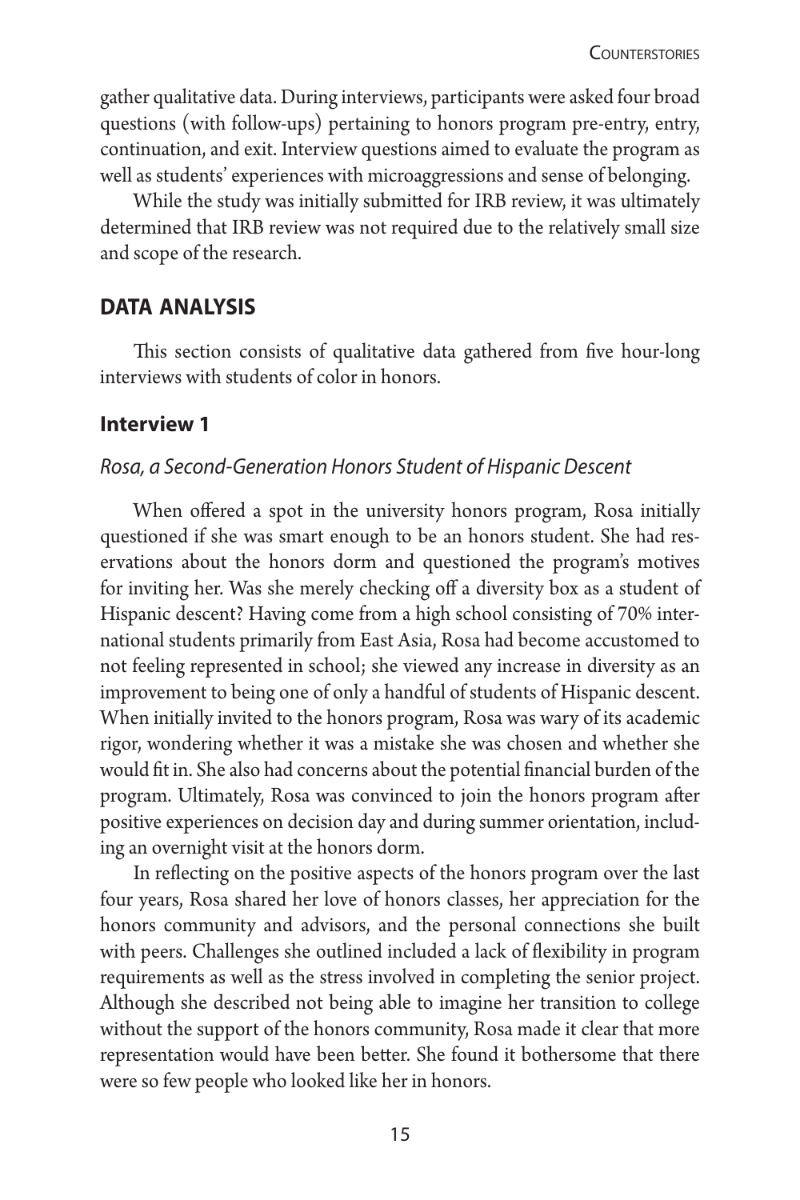gather qualitative data. During interviews, participants were asked four broad questions (with follow-ups) pertaining to honors program pre-entry, entry, continuation, and exit. Interview questions aimed to evaluate the program as well as students' experiences with microaggressions and sense of belonging.

While the study was initially submitted for IRB review, it was ultimately determined that IRB review was not required due to the relatively small size and scope of the research.

## DATA ANALYSIS

This section consists of qualitative data gathered from five hour-long interviews with students of color in honors.

### Interview 1

*Rosa, a Second-Generation Honors Student of Hispanic Descent*

When offered a spot in the university honors program, Rosa initially questioned if she was smart enough to be an honors student. She had reservations about the honors dorm and questioned the program's motives for inviting her. Was she merely checking off a diversity box as a student of Hispanic descent? Having come from a high school consisting of 70% international students primarily from East Asia, Rosa had become accustomed to not feeling represented in school; she viewed any increase in diversity as an improvement to being one of only a handful of students of Hispanic descent. When initially invited to the honors program, Rosa was wary of its academic rigor, wondering whether it was a mistake she was chosen and whether she would fit in. She also had concerns about the potential financial burden of the program. Ultimately, Rosa was convinced to join the honors program after positive experiences on decision day and during summer orientation, including an overnight visit at the honors dorm.

In reflecting on the positive aspects of the honors program over the last four years, Rosa shared her love of honors classes, her appreciation for the honors community and advisors, and the personal connections she built with peers. Challenges she outlined included a lack of flexibility in program requirements as well as the stress involved in completing the senior project. Although she described not being able to imagine her transition to college without the support of the honors community, Rosa made it clear that more representation would have been better. She found it bothersome that there were so few people who looked like her in honors.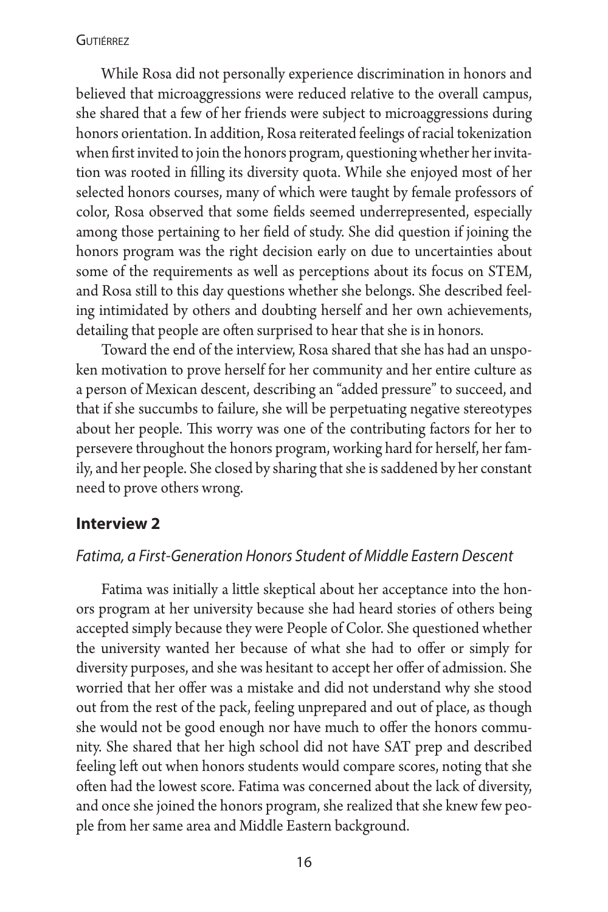While Rosa did not personally experience discrimination in honors and believed that microaggressions were reduced relative to the overall campus, she shared that a few of her friends were subject to microaggressions during honors orientation. In addition, Rosa reiterated feelings of racial tokenization when first invited to join the honors program, questioning whether her invitation was rooted in filling its diversity quota. While she enjoyed most of her selected honors courses, many of which were taught by female professors of color, Rosa observed that some fields seemed underrepresented, especially among those pertaining to her field of study. She did question if joining the honors program was the right decision early on due to uncertainties about some of the requirements as well as perceptions about its focus on STEM, and Rosa still to this day questions whether she belongs. She described feeling intimidated by others and doubting herself and her own achievements, detailing that people are often surprised to hear that she is in honors.

Toward the end of the interview, Rosa shared that she has had an unspoken motivation to prove herself for her community and her entire culture as a person of Mexican descent, describing an "added pressure" to succeed, and that if she succumbs to failure, she will be perpetuating negative stereotypes about her people. This worry was one of the contributing factors for her to persevere throughout the honors program, working hard for herself, her family, and her people. She closed by sharing that she is saddened by her constant need to prove others wrong.

## Interview 2

### *Fatima, a First-Generation Honors Student of Middle Eastern Descent*

Fatima was initially a little skeptical about her acceptance into the honors program at her university because she had heard stories of others being accepted simply because they were People of Color. She questioned whether the university wanted her because of what she had to offer or simply for diversity purposes, and she was hesitant to accept her offer of admission. She worried that her offer was a mistake and did not understand why she stood out from the rest of the pack, feeling unprepared and out of place, as though she would not be good enough nor have much to offer the honors community. She shared that her high school did not have SAT prep and described feeling left out when honors students would compare scores, noting that she often had the lowest score. Fatima was concerned about the lack of diversity, and once she joined the honors program, she realized that she knew few people from her same area and Middle Eastern background.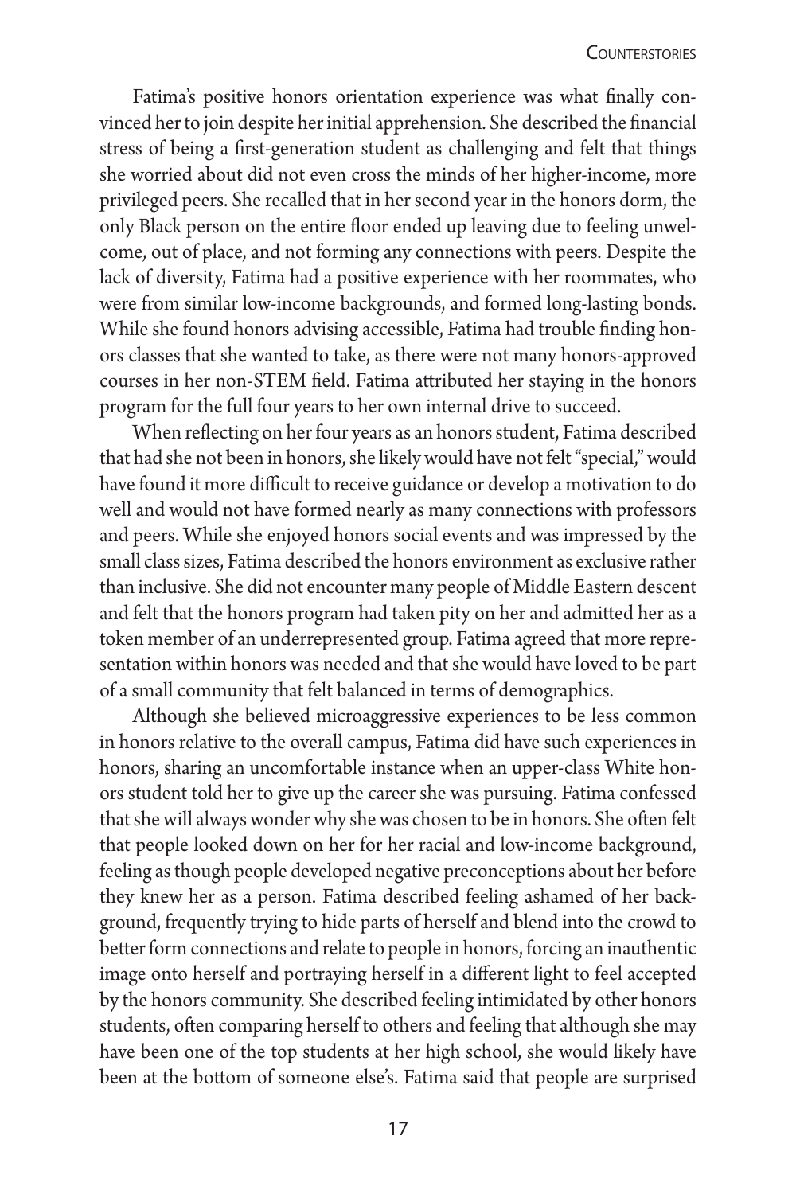Fatima's positive honors orientation experience was what finally convinced her to join despite her initial apprehension. She described the financial stress of being a first-generation student as challenging and felt that things she worried about did not even cross the minds of her higher-income, more privileged peers. She recalled that in her second year in the honors dorm, the only Black person on the entire floor ended up leaving due to feeling unwelcome, out of place, and not forming any connections with peers. Despite the lack of diversity, Fatima had a positive experience with her roommates, who were from similar low-income backgrounds, and formed long-lasting bonds. While she found honors advising accessible, Fatima had trouble finding honors classes that she wanted to take, as there were not many honors-approved courses in her non-STEM field. Fatima attributed her staying in the honors program for the full four years to her own internal drive to succeed.

When reflecting on her four years as an honors student, Fatima described that had she not been in honors, she likely would have not felt "special," would have found it more difficult to receive guidance or develop a motivation to do well and would not have formed nearly as many connections with professors and peers. While she enjoyed honors social events and was impressed by the small class sizes, Fatima described the honors environment as exclusive rather than inclusive. She did not encounter many people of Middle Eastern descent and felt that the honors program had taken pity on her and admitted her as a token member of an underrepresented group. Fatima agreed that more representation within honors was needed and that she would have loved to be part of a small community that felt balanced in terms of demographics.

Although she believed microaggressive experiences to be less common in honors relative to the overall campus, Fatima did have such experiences in honors, sharing an uncomfortable instance when an upper-class White honors student told her to give up the career she was pursuing. Fatima confessed that she will always wonder why she was chosen to be in honors. She often felt that people looked down on her for her racial and low-income background, feeling as though people developed negative preconceptions about her before they knew her as a person. Fatima described feeling ashamed of her background, frequently trying to hide parts of herself and blend into the crowd to better form connections and relate to people in honors, forcing an inauthentic image onto herself and portraying herself in a different light to feel accepted by the honors community. She described feeling intimidated by other honors students, often comparing herself to others and feeling that although she may have been one of the top students at her high school, she would likely have been at the bottom of someone else's. Fatima said that people are surprised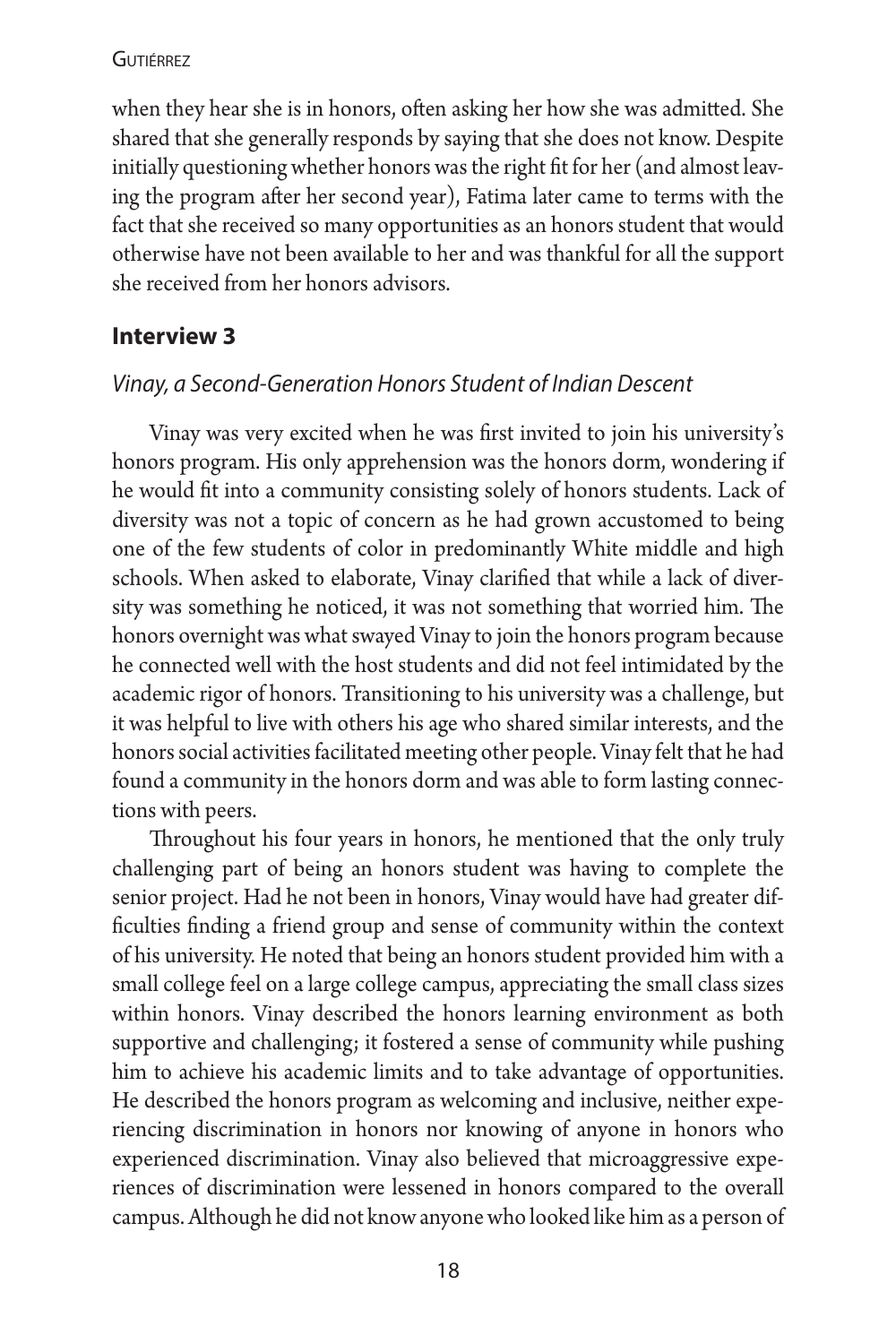when they hear she is in honors, often asking her how she was admitted. She shared that she generally responds by saying that she does not know. Despite initially questioning whether honors was the right fit for her (and almost leaving the program after her second year), Fatima later came to terms with the fact that she received so many opportunities as an honors student that would otherwise have not been available to her and was thankful for all the support she received from her honors advisors.

## Interview 3

### *Vinay, a Second-Generation Honors Student of Indian Descent*

Vinay was very excited when he was first invited to join his university's honors program. His only apprehension was the honors dorm, wondering if he would fit into a community consisting solely of honors students. Lack of diversity was not a topic of concern as he had grown accustomed to being one of the few students of color in predominantly White middle and high schools. When asked to elaborate, Vinay clarified that while a lack of diversity was something he noticed, it was not something that worried him. The honors overnight was what swayed Vinay to join the honors program because he connected well with the host students and did not feel intimidated by the academic rigor of honors. Transitioning to his university was a challenge, but it was helpful to live with others his age who shared similar interests, and the honors social activities facilitated meeting other people. Vinay felt that he had found a community in the honors dorm and was able to form lasting connections with peers.

Throughout his four years in honors, he mentioned that the only truly challenging part of being an honors student was having to complete the senior project. Had he not been in honors, Vinay would have had greater difficulties finding a friend group and sense of community within the context of his university. He noted that being an honors student provided him with a small college feel on a large college campus, appreciating the small class sizes within honors. Vinay described the honors learning environment as both supportive and challenging; it fostered a sense of community while pushing him to achieve his academic limits and to take advantage of opportunities. He described the honors program as welcoming and inclusive, neither experiencing discrimination in honors nor knowing of anyone in honors who experienced discrimination. Vinay also believed that microaggressive experiences of discrimination were lessened in honors compared to the overall campus. Although he did not know anyone who looked like him as a person of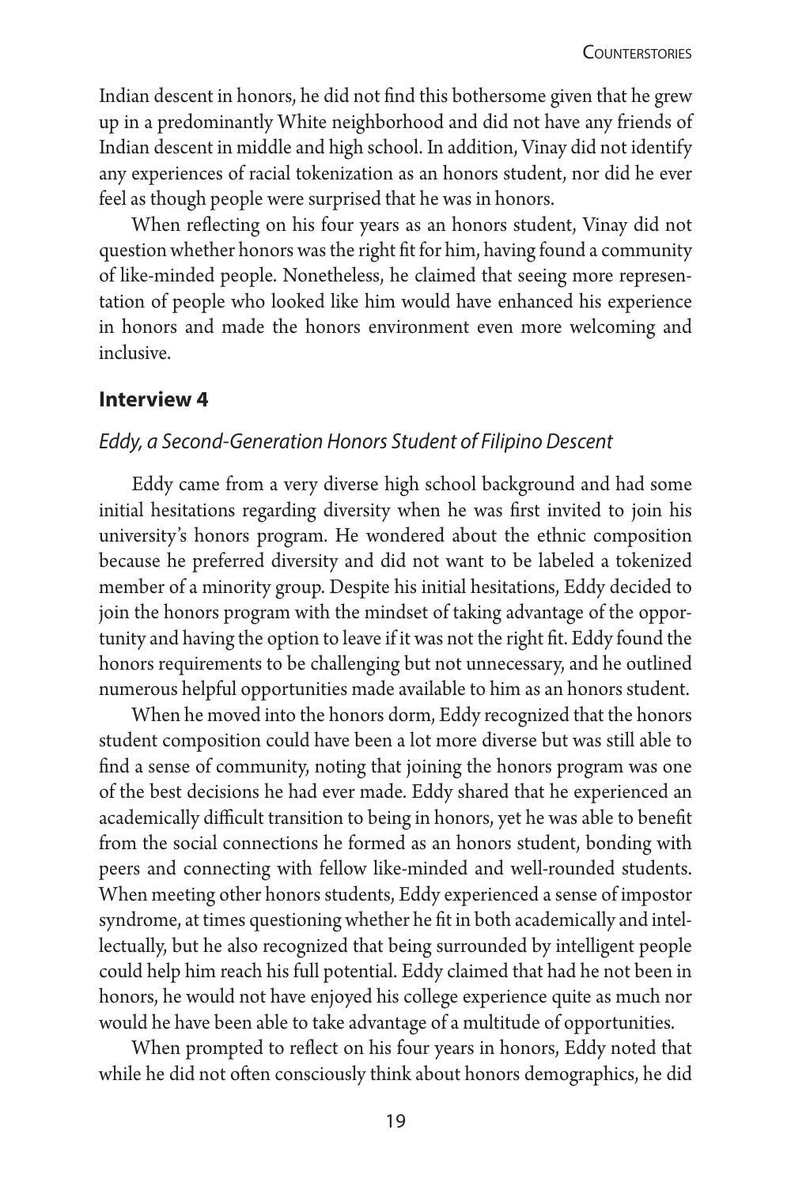Indian descent in honors, he did not find this bothersome given that he grew up in a predominantly White neighborhood and did not have any friends of Indian descent in middle and high school. In addition, Vinay did not identify any experiences of racial tokenization as an honors student, nor did he ever feel as though people were surprised that he was in honors.

When reflecting on his four years as an honors student, Vinay did not question whether honors was the right fit for him, having found a community of like-minded people. Nonetheless, he claimed that seeing more representation of people who looked like him would have enhanced his experience in honors and made the honors environment even more welcoming and inclusive.

## Interview 4

### *Eddy, a Second-Generation Honors Student of Filipino Descent*

Eddy came from a very diverse high school background and had some initial hesitations regarding diversity when he was first invited to join his university's honors program. He wondered about the ethnic composition because he preferred diversity and did not want to be labeled a tokenized member of a minority group. Despite his initial hesitations, Eddy decided to join the honors program with the mindset of taking advantage of the opportunity and having the option to leave if it was not the right fit. Eddy found the honors requirements to be challenging but not unnecessary, and he outlined numerous helpful opportunities made available to him as an honors student.

When he moved into the honors dorm, Eddy recognized that the honors student composition could have been a lot more diverse but was still able to find a sense of community, noting that joining the honors program was one of the best decisions he had ever made. Eddy shared that he experienced an academically difficult transition to being in honors, yet he was able to benefit from the social connections he formed as an honors student, bonding with peers and connecting with fellow like-minded and well-rounded students. When meeting other honors students, Eddy experienced a sense of impostor syndrome, at times questioning whether he fit in both academically and intellectually, but he also recognized that being surrounded by intelligent people could help him reach his full potential. Eddy claimed that had he not been in honors, he would not have enjoyed his college experience quite as much nor would he have been able to take advantage of a multitude of opportunities.

When prompted to reflect on his four years in honors, Eddy noted that while he did not often consciously think about honors demographics, he did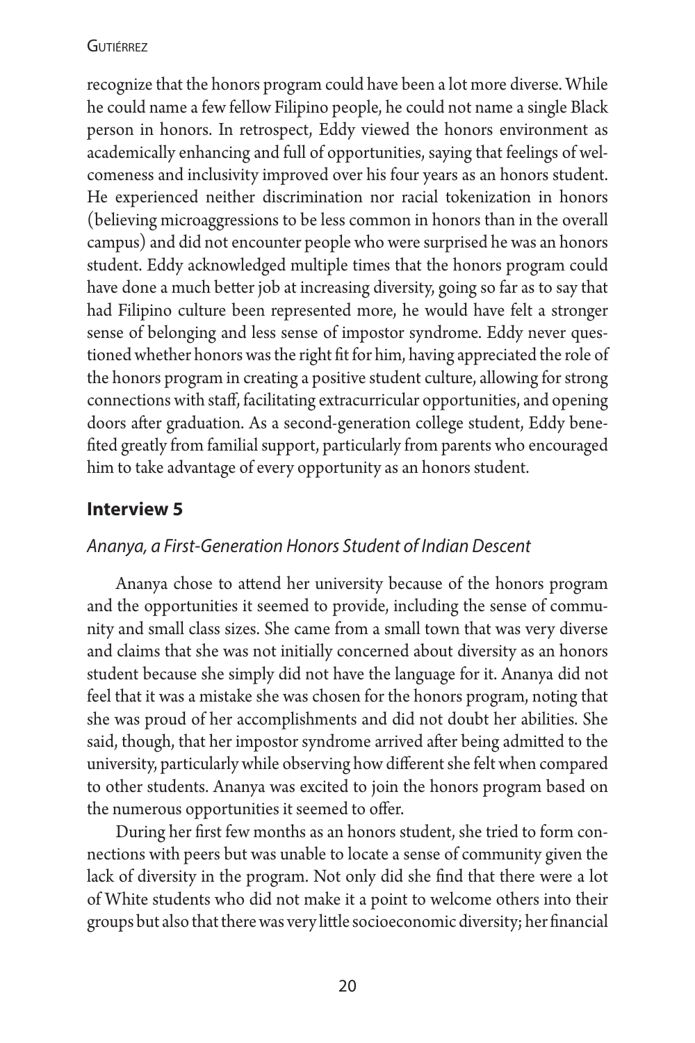recognize that the honors program could have been a lot more diverse. While he could name a few fellow Filipino people, he could not name a single Black person in honors. In retrospect, Eddy viewed the honors environment as academically enhancing and full of opportunities, saying that feelings of welcomeness and inclusivity improved over his four years as an honors student. He experienced neither discrimination nor racial tokenization in honors (believing microaggressions to be less common in honors than in the overall campus) and did not encounter people who were surprised he was an honors student. Eddy acknowledged multiple times that the honors program could have done a much better job at increasing diversity, going so far as to say that had Filipino culture been represented more, he would have felt a stronger sense of belonging and less sense of impostor syndrome. Eddy never questioned whether honors was the right fit for him, having appreciated the role of the honors program in creating a positive student culture, allowing for strong connections with staff, facilitating extracurricular opportunities, and opening doors after graduation. As a second-generation college student, Eddy benefited greatly from familial support, particularly from parents who encouraged him to take advantage of every opportunity as an honors student.

## Interview 5

### *Ananya, a First-Generation Honors Student of Indian Descent*

Ananya chose to attend her university because of the honors program and the opportunities it seemed to provide, including the sense of community and small class sizes. She came from a small town that was very diverse and claims that she was not initially concerned about diversity as an honors student because she simply did not have the language for it. Ananya did not feel that it was a mistake she was chosen for the honors program, noting that she was proud of her accomplishments and did not doubt her abilities. She said, though, that her impostor syndrome arrived after being admitted to the university, particularly while observing how different she felt when compared to other students. Ananya was excited to join the honors program based on the numerous opportunities it seemed to offer.

During her first few months as an honors student, she tried to form connections with peers but was unable to locate a sense of community given the lack of diversity in the program. Not only did she find that there were a lot of White students who did not make it a point to welcome others into their groups but also that there was very little socioeconomic diversity; her financial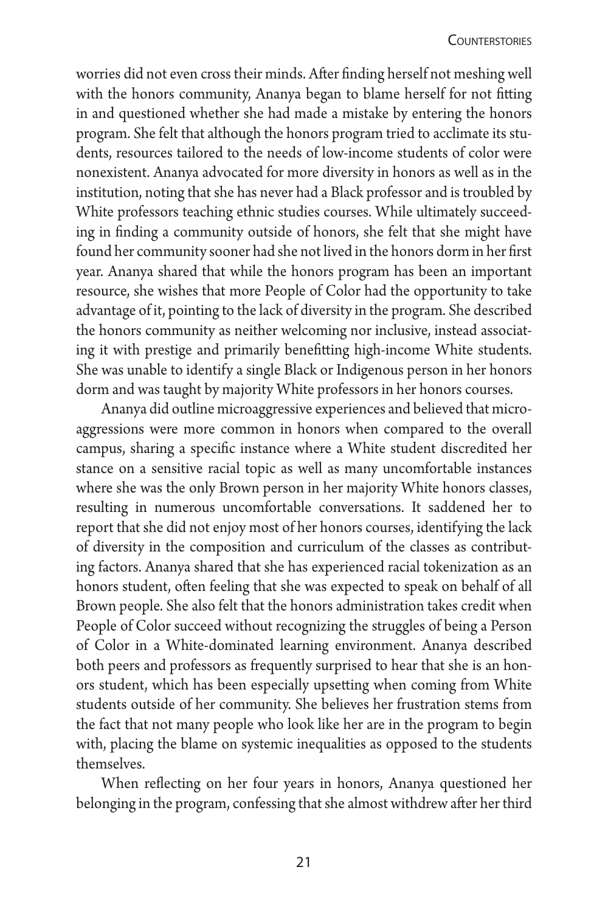worries did not even cross their minds. After finding herself not meshing well with the honors community, Ananya began to blame herself for not fitting in and questioned whether she had made a mistake by entering the honors program. She felt that although the honors program tried to acclimate its students, resources tailored to the needs of low-income students of color were nonexistent. Ananya advocated for more diversity in honors as well as in the institution, noting that she has never had a Black professor and is troubled by White professors teaching ethnic studies courses. While ultimately succeeding in finding a community outside of honors, she felt that she might have found her community sooner had she not lived in the honors dorm in her first year. Ananya shared that while the honors program has been an important resource, she wishes that more People of Color had the opportunity to take advantage of it, pointing to the lack of diversity in the program. She described the honors community as neither welcoming nor inclusive, instead associating it with prestige and primarily benefitting high-income White students. She was unable to identify a single Black or Indigenous person in her honors dorm and was taught by majority White professors in her honors courses.

Ananya did outline microaggressive experiences and believed that microaggressions were more common in honors when compared to the overall campus, sharing a specific instance where a White student discredited her stance on a sensitive racial topic as well as many uncomfortable instances where she was the only Brown person in her majority White honors classes, resulting in numerous uncomfortable conversations. It saddened her to report that she did not enjoy most of her honors courses, identifying the lack of diversity in the composition and curriculum of the classes as contributing factors. Ananya shared that she has experienced racial tokenization as an honors student, often feeling that she was expected to speak on behalf of all Brown people. She also felt that the honors administration takes credit when People of Color succeed without recognizing the struggles of being a Person of Color in a White-dominated learning environment. Ananya described both peers and professors as frequently surprised to hear that she is an honors student, which has been especially upsetting when coming from White students outside of her community. She believes her frustration stems from the fact that not many people who look like her are in the program to begin with, placing the blame on systemic inequalities as opposed to the students themselves.

When reflecting on her four years in honors, Ananya questioned her belonging in the program, confessing that she almost withdrew after her third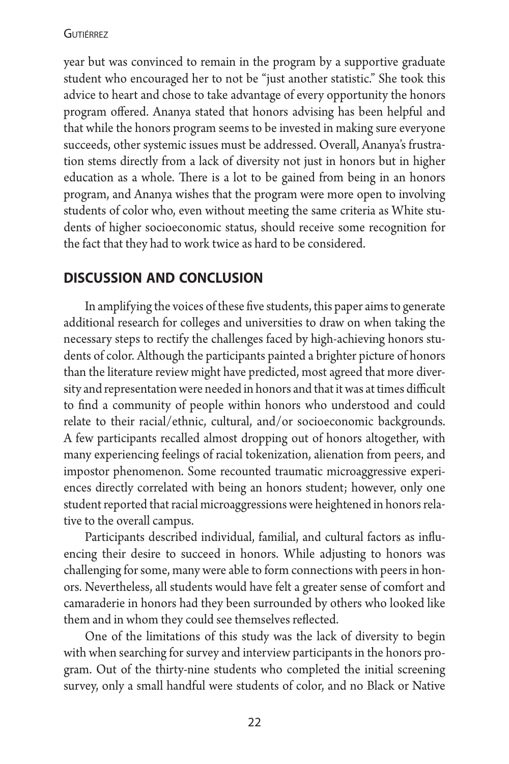year but was convinced to remain in the program by a supportive graduate student who encouraged her to not be "just another statistic." She took this advice to heart and chose to take advantage of every opportunity the honors program offered. Ananya stated that honors advising has been helpful and that while the honors program seems to be invested in making sure everyone succeeds, other systemic issues must be addressed. Overall, Ananya's frustration stems directly from a lack of diversity not just in honors but in higher education as a whole. There is a lot to be gained from being in an honors program, and Ananya wishes that the program were more open to involving students of color who, even without meeting the same criteria as White students of higher socioeconomic status, should receive some recognition for the fact that they had to work twice as hard to be considered.

## DISCUSSION AND CONCLUSION

In amplifying the voices of these five students, this paper aims to generate additional research for colleges and universities to draw on when taking the necessary steps to rectify the challenges faced by high-achieving honors students of color. Although the participants painted a brighter picture of honors than the literature review might have predicted, most agreed that more diversity and representation were needed in honors and that it was at times difficult to find a community of people within honors who understood and could relate to their racial/ethnic, cultural, and/or socioeconomic backgrounds. A few participants recalled almost dropping out of honors altogether, with many experiencing feelings of racial tokenization, alienation from peers, and impostor phenomenon. Some recounted traumatic microaggressive experiences directly correlated with being an honors student; however, only one student reported that racial microaggressions were heightened in honors relative to the overall campus.

Participants described individual, familial, and cultural factors as influencing their desire to succeed in honors. While adjusting to honors was challenging for some, many were able to form connections with peers in honors. Nevertheless, all students would have felt a greater sense of comfort and camaraderie in honors had they been surrounded by others who looked like them and in whom they could see themselves reflected.

One of the limitations of this study was the lack of diversity to begin with when searching for survey and interview participants in the honors program. Out of the thirty-nine students who completed the initial screening survey, only a small handful were students of color, and no Black or Native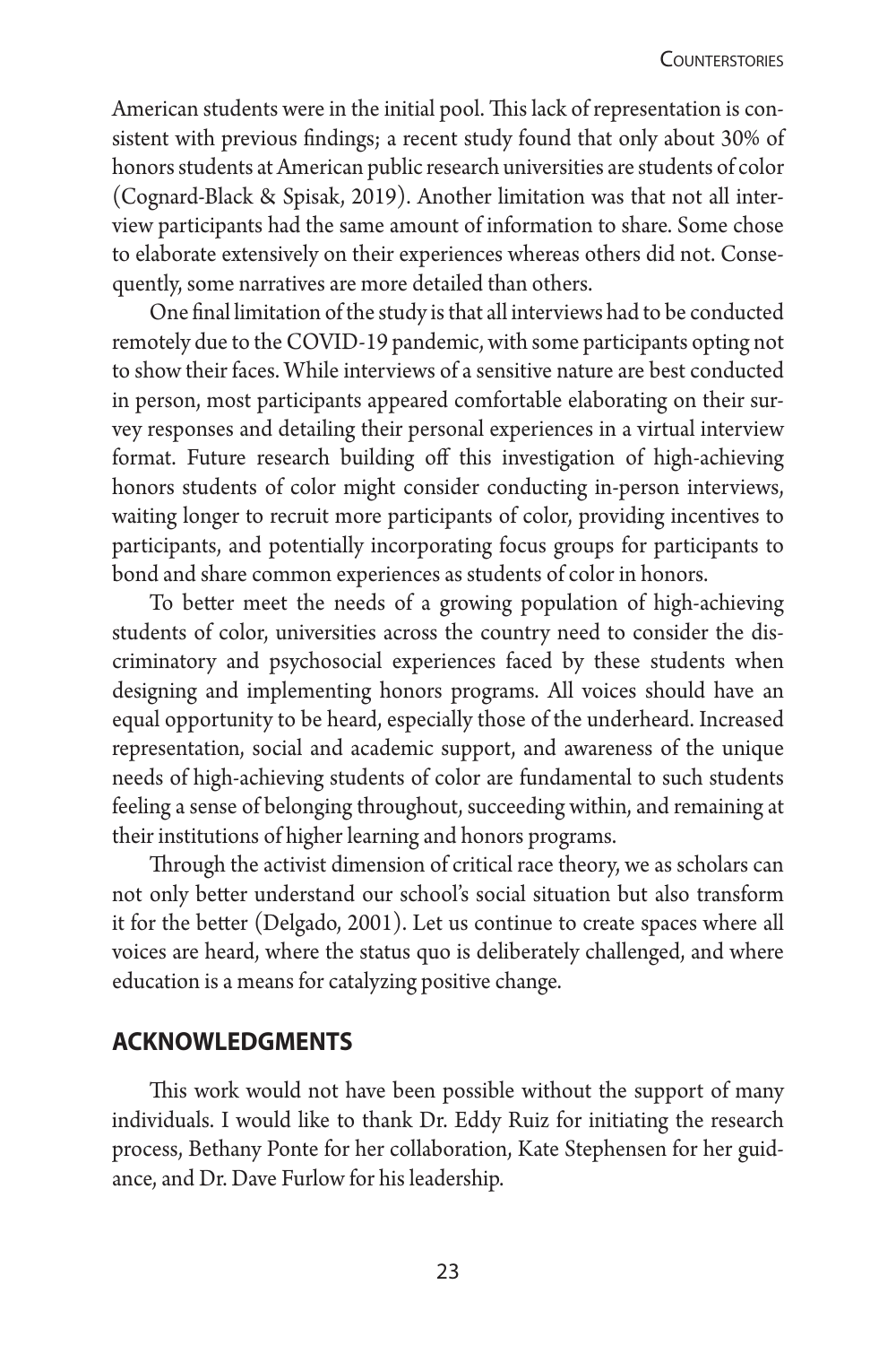American students were in the initial pool. This lack of representation is consistent with previous findings; a recent study found that only about 30% of honors students at American public research universities are students of color (Cognard-Black & Spisak, 2019). Another limitation was that not all interview participants had the same amount of information to share. Some chose to elaborate extensively on their experiences whereas others did not. Consequently, some narratives are more detailed than others.

One final limitation of the study is that all interviews had to be conducted remotely due to the COVID-19 pandemic, with some participants opting not to show their faces. While interviews of a sensitive nature are best conducted in person, most participants appeared comfortable elaborating on their survey responses and detailing their personal experiences in a virtual interview format. Future research building off this investigation of high-achieving honors students of color might consider conducting in-person interviews, waiting longer to recruit more participants of color, providing incentives to participants, and potentially incorporating focus groups for participants to bond and share common experiences as students of color in honors.

To better meet the needs of a growing population of high-achieving students of color, universities across the country need to consider the discriminatory and psychosocial experiences faced by these students when designing and implementing honors programs. All voices should have an equal opportunity to be heard, especially those of the underheard. Increased representation, social and academic support, and awareness of the unique needs of high-achieving students of color are fundamental to such students feeling a sense of belonging throughout, succeeding within, and remaining at their institutions of higher learning and honors programs.

Through the activist dimension of critical race theory, we as scholars can not only better understand our school's social situation but also transform it for the better (Delgado, 2001). Let us continue to create spaces where all voices are heard, where the status quo is deliberately challenged, and where education is a means for catalyzing positive change.

## ACKNOWLEDGMENTS

This work would not have been possible without the support of many individuals. I would like to thank Dr. Eddy Ruiz for initiating the research process, Bethany Ponte for her collaboration, Kate Stephensen for her guidance, and Dr. Dave Furlow for his leadership.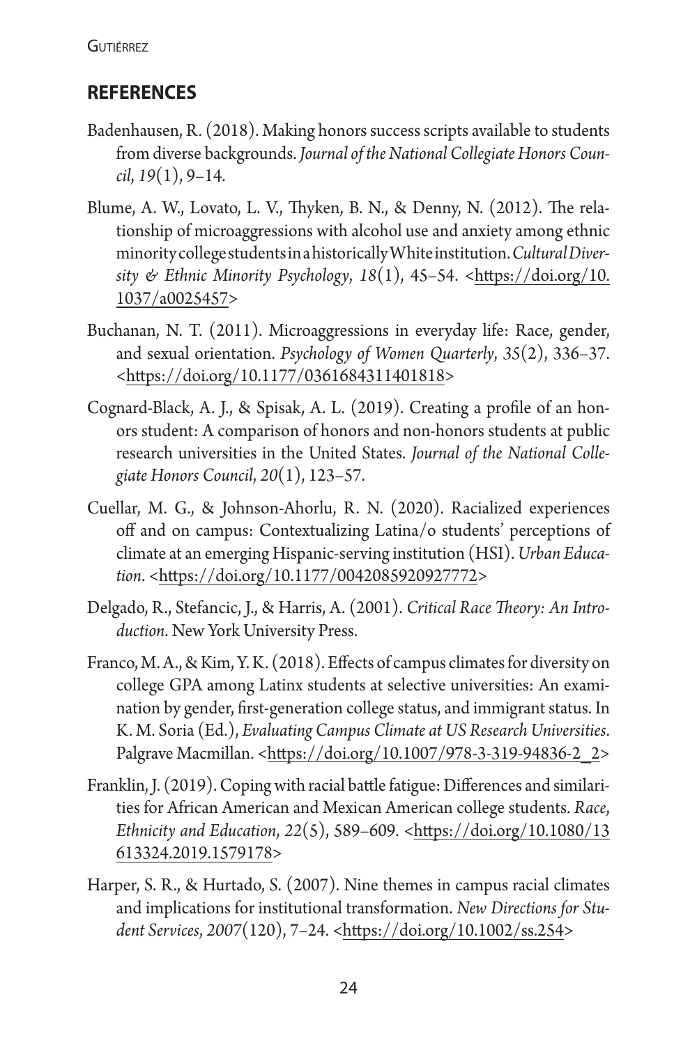## REFERENCES

Badenhausen, R. (2018). Making honors success scripts available to students from diverse backgrounds. *Journal of the National Collegiate Honors Council*, *19*(1), 9–14.

Blume, A. W., Lovato, L. V., Thyken, B. N., & Denny, N. (2012). The relationship of microaggressions with alcohol use and anxiety among ethnic minority college students in a historically White institution. *Cultural Diversity & Ethnic Minority Psychology*, *18*(1), 45–54. <https://doi.org/10.1037/a0025457>

Buchanan, N. T. (2011). Microaggressions in everyday life: Race, gender, and sexual orientation. *Psychology of Women Quarterly*, *35*(2), 336–37. <https://doi.org/10.1177/0361684311401818>

Cognard-Black, A. J., & Spisak, A. L. (2019). Creating a profile of an honors student: A comparison of honors and non-honors students at public research universities in the United States. *Journal of the National Collegiate Honors Council*, *20*(1), 123–57.

Cuellar, M. G., & Johnson-Ahorlu, R. N. (2020). Racialized experiences off and on campus: Contextualizing Latina/o students' perceptions of climate at an emerging Hispanic-serving institution (HSI). *Urban Education*. <https://doi.org/10.1177/0042085920927772>

Delgado, R., Stefancic, J., & Harris, A. (2001). *Critical Race Theory: An Introduction*. New York University Press.

Franco, M. A., & Kim, Y. K. (2018). Effects of campus climates for diversity on college GPA among Latinx students at selective universities: An examination by gender, first-generation college status, and immigrant status. In K. M. Soria (Ed.), *Evaluating Campus Climate at US Research Universities*. Palgrave Macmillan. <https://doi.org/10.1007/978-3-319-94836-2_2>

Franklin, J. (2019). Coping with racial battle fatigue: Differences and similarities for African American and Mexican American college students. *Race, Ethnicity and Education*, *22*(5), 589–609. <https://doi.org/10.1080/13613324.2019.1579178>

Harper, S. R., & Hurtado, S. (2007). Nine themes in campus racial climates and implications for institutional transformation. *New Directions for Student Services*, *2007*(120), 7–24. <https://doi.org/10.1002/ss.254>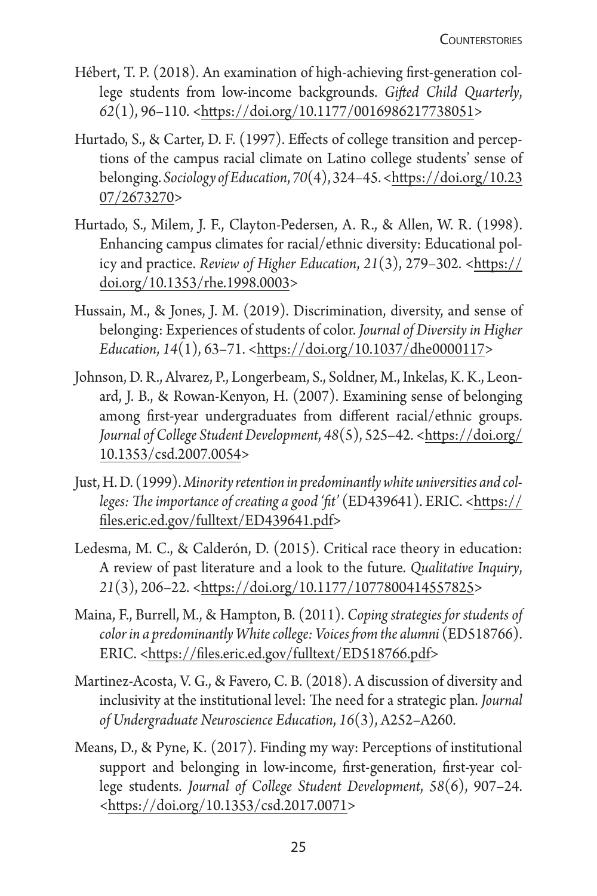Hébert, T. P. (2018). An examination of high-achieving first-generation college students from low-income backgrounds. *Gifted Child Quarterly*, *62*(1), 96–110. <https://doi.org/10.1177/0016986217738051>

Hurtado, S., & Carter, D. F. (1997). Effects of college transition and perceptions of the campus racial climate on Latino college students' sense of belonging. *Sociology of Education*, *70*(4), 324–45. <https://doi.org/10.2307/2673270>

Hurtado, S., Milem, J. F., Clayton-Pedersen, A. R., & Allen, W. R. (1998). Enhancing campus climates for racial/ethnic diversity: Educational policy and practice. *Review of Higher Education*, *21*(3), 279–302. <https://doi.org/10.1353/rhe.1998.0003>

Hussain, M., & Jones, J. M. (2019). Discrimination, diversity, and sense of belonging: Experiences of students of color. *Journal of Diversity in Higher Education*, *14*(1), 63–71. <https://doi.org/10.1037/dhe0000117>

Johnson, D. R., Alvarez, P., Longerbeam, S., Soldner, M., Inkelas, K. K., Leonard, J. B., & Rowan-Kenyon, H. (2007). Examining sense of belonging among first-year undergraduates from different racial/ethnic groups. *Journal of College Student Development*, *48*(5), 525–42. <https://doi.org/10.1353/csd.2007.0054>

Just, H. D. (1999). *Minority retention in predominantly white universities and colleges: The importance of creating a good 'fit'* (ED439641). ERIC. <https://files.eric.ed.gov/fulltext/ED439641.pdf>

Ledesma, M. C., & Calderón, D. (2015). Critical race theory in education: A review of past literature and a look to the future. *Qualitative Inquiry*, *21*(3), 206–22. <https://doi.org/10.1177/1077800414557825>

Maina, F., Burrell, M., & Hampton, B. (2011). *Coping strategies for students of color in a predominantly White college: Voices from the alumni* (ED518766). ERIC. <https://files.eric.ed.gov/fulltext/ED518766.pdf>

Martinez-Acosta, V. G., & Favero, C. B. (2018). A discussion of diversity and inclusivity at the institutional level: The need for a strategic plan. *Journal of Undergraduate Neuroscience Education*, *16*(3), A252–A260.

Means, D., & Pyne, K. (2017). Finding my way: Perceptions of institutional support and belonging in low-income, first-generation, first-year college students. *Journal of College Student Development*, *58*(6), 907–24. <https://doi.org/10.1353/csd.2017.0071>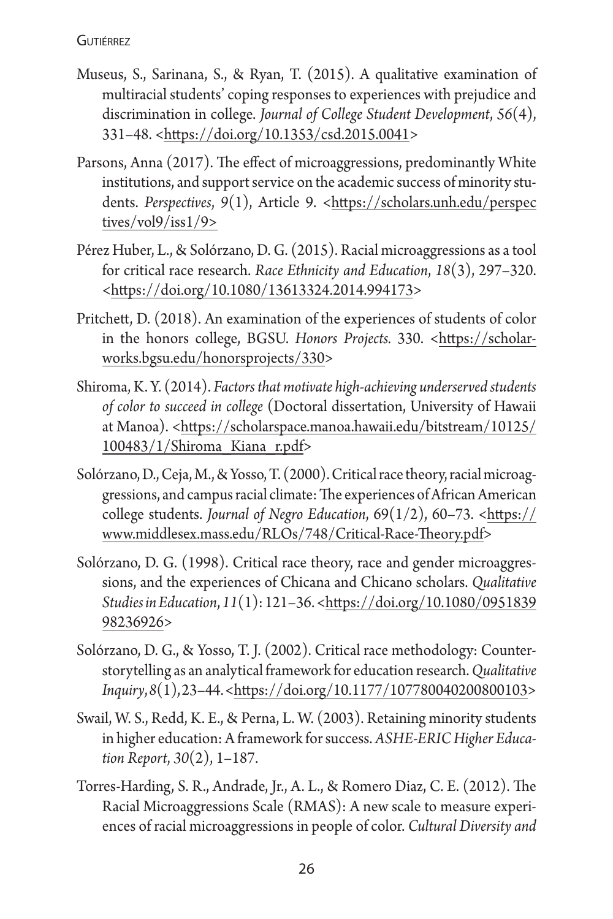Museus, S., Sarinana, S., & Ryan, T. (2015). A qualitative examination of multiracial students' coping responses to experiences with prejudice and discrimination in college. *Journal of College Student Development*, *56*(4), 331–48. <https://doi.org/10.1353/csd.2015.0041>

Parsons, Anna (2017). The effect of microaggressions, predominantly White institutions, and support service on the academic success of minority students. *Perspectives*, *9*(1), Article 9. <https://scholars.unh.edu/perspectives/vol9/iss1/9>

Pérez Huber, L., & Solórzano, D. G. (2015). Racial microaggressions as a tool for critical race research. *Race Ethnicity and Education*, *18*(3), 297–320. <https://doi.org/10.1080/13613324.2014.994173>

Pritchett, D. (2018). An examination of the experiences of students of color in the honors college, BGSU. *Honors Projects*. 330. <https://scholarworks.bgsu.edu/honorsprojects/330>

Shiroma, K. Y. (2014). *Factors that motivate high-achieving underserved students of color to succeed in college* (Doctoral dissertation, University of Hawaii at Manoa). <https://scholarspace.manoa.hawaii.edu/bitstream/10125/100483/1/Shiroma_Kiana_r.pdf>

Solórzano, D., Ceja, M., & Yosso, T. (2000). Critical race theory, racial microaggressions, and campus racial climate: The experiences of African American college students. *Journal of Negro Education*, 69(1/2), 60–73. <https://www.middlesex.mass.edu/RLOs/748/Critical-Race-Theory.pdf>

Solórzano, D. G. (1998). Critical race theory, race and gender microaggressions, and the experiences of Chicana and Chicano scholars. *Qualitative Studies in Education*, *11*(1): 121–36. <https://doi.org/10.1080/095183998236926>

Solórzano, D. G., & Yosso, T. J. (2002). Critical race methodology: Counterstorytelling as an analytical framework for education research. *Qualitative Inquiry*, *8*(1), 23–44. <https://doi.org/10.1177/107780040200800103>

Swail, W. S., Redd, K. E., & Perna, L. W. (2003). Retaining minority students in higher education: A framework for success. *ASHE-ERIC Higher Education Report*, *30*(2), 1–187.

Torres-Harding, S. R., Andrade, Jr., A. L., & Romero Diaz, C. E. (2012). The Racial Microaggressions Scale (RMAS): A new scale to measure experiences of racial microaggressions in people of color. *Cultural Diversity and*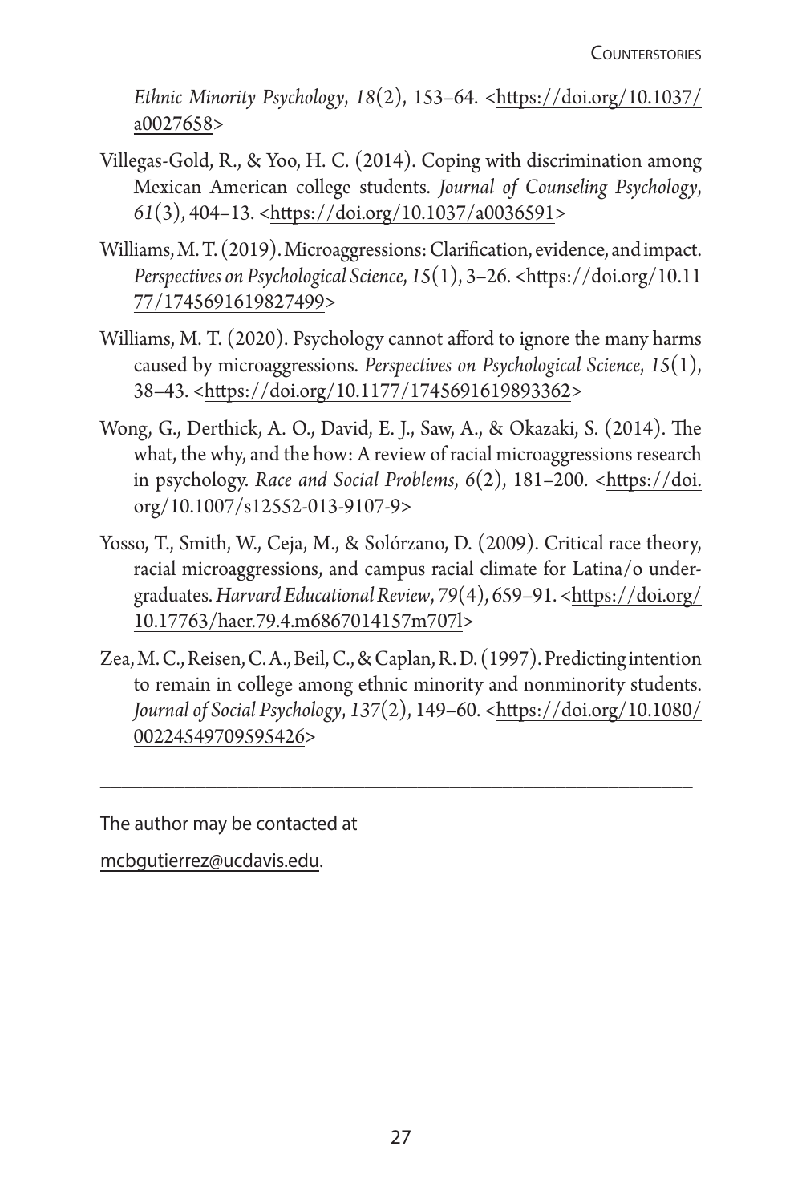*Ethnic Minority Psychology*, *18*(2), 153–64. <https://doi.org/10.1037/a0027658>

Villegas-Gold, R., & Yoo, H. C. (2014). Coping with discrimination among Mexican American college students. *Journal of Counseling Psychology*, *61*(3), 404–13. <https://doi.org/10.1037/a0036591>

Williams, M. T. (2019). Microaggressions: Clarification, evidence, and impact. *Perspectives on Psychological Science*, *15*(1), 3–26. <https://doi.org/10.1177/1745691619827499>

Williams, M. T. (2020). Psychology cannot afford to ignore the many harms caused by microaggressions. *Perspectives on Psychological Science*, *15*(1), 38–43. <https://doi.org/10.1177/1745691619893362>

Wong, G., Derthick, A. O., David, E. J., Saw, A., & Okazaki, S. (2014). The what, the why, and the how: A review of racial microaggressions research in psychology. *Race and Social Problems*, *6*(2), 181–200. <https://doi.org/10.1007/s12552-013-9107-9>

Yosso, T., Smith, W., Ceja, M., & Solórzano, D. (2009). Critical race theory, racial microaggressions, and campus racial climate for Latina/o undergraduates. *Harvard Educational Review*, *79*(4), 659–91. <https://doi.org/10.17763/haer.79.4.m6867014157m707l>

Zea, M. C., Reisen, C. A., Beil, C., & Caplan, R. D. (1997). Predicting intention to remain in college among ethnic minority and nonminority students. *Journal of Social Psychology*, *137*(2), 149–60. <https://doi.org/10.1080/00224549709595426>

---

The author may be contacted at

mcbgutierrez@ucdavis.edu.